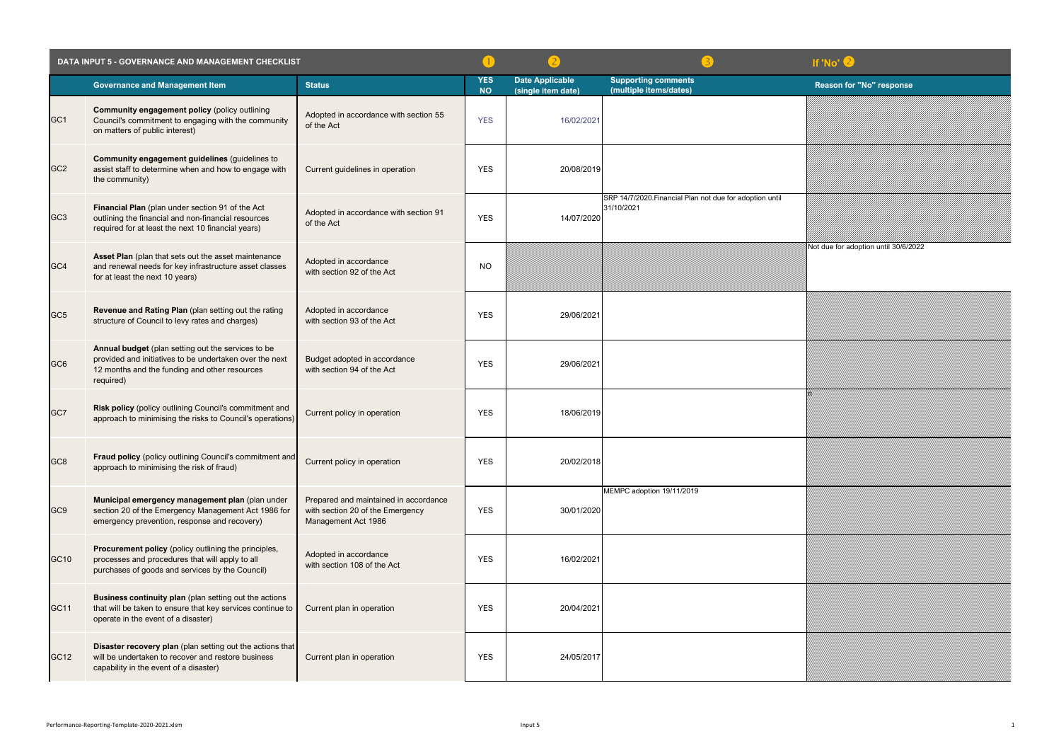| DATA INPUT 5 - GOVERNANCE AND MANAGEMENT CHECKLIST | | | 1 | 2 | 3 | If 'No' 2 |
|---|---|---|---|---|---|---|
| | **Governance and Management Item** | **Status** | **YES NO** | **Date Applicable (single item date)** | **Supporting comments (multiple items/dates)** | **Reason for "No" response** |
| GC1 | **Community engagement policy** (policy outlining Council's commitment to engaging with the community on matters of public interest) | Adopted in accordance with section 55 of the Act | YES | 16/02/2021 | | |
| GC2 | **Community engagement guidelines** (guidelines to assist staff to determine when and how to engage with the community) | Current guidelines in operation | YES | 20/08/2019 | | |
| GC3 | **Financial Plan** (plan under section 91 of the Act outlining the financial and non-financial resources required for at least the next 10 financial years) | Adopted in accordance with section 91 of the Act | YES | 14/07/2020 | SRP 14/7/2020.Financial Plan not due for adoption until 31/10/2021 | |
| GC4 | **Asset Plan** (plan that sets out the asset maintenance and renewal needs for key infrastructure asset classes for at least the next 10 years) | Adopted in accordance with section 92 of the Act | NO | | | Not due for adoption until 30/6/2022 |
| GC5 | **Revenue and Rating Plan** (plan setting out the rating structure of Council to levy rates and charges) | Adopted in accordance with section 93 of the Act | YES | 29/06/2021 | | |
| GC6 | **Annual budget** (plan setting out the services to be provided and initiatives to be undertaken over the next 12 months and the funding and other resources required) | Budget adopted in accordance with section 94 of the Act | YES | 29/06/2021 | | |
| GC7 | **Risk policy** (policy outlining Council's commitment and approach to minimising the risks to Council's operations) | Current policy in operation | YES | 18/06/2019 | | n |
| GC8 | **Fraud policy** (policy outlining Council's commitment and approach to minimising the risk of fraud) | Current policy in operation | YES | 20/02/2018 | | |
| GC9 | **Municipal emergency management plan** (plan under section 20 of the Emergency Management Act 1986 for emergency prevention, response and recovery) | Prepared and maintained in accordance with section 20 of the Emergency Management Act 1986 | YES | 30/01/2020 | MEMPC adoption 19/11/2019 | |
| GC10 | **Procurement policy** (policy outlining the principles, processes and procedures that will apply to all purchases of goods and services by the Council) | Adopted in accordance with section 108 of the Act | YES | 16/02/2021 | | |
| GC11 | **Business continuity plan** (plan setting out the actions that will be taken to ensure that key services continue to operate in the event of a disaster) | Current plan in operation | YES | 20/04/2021 | | |
| GC12 | **Disaster recovery plan** (plan setting out the actions that will be undertaken to recover and restore business capability in the event of a disaster) | Current plan in operation | YES | 24/05/2017 | | |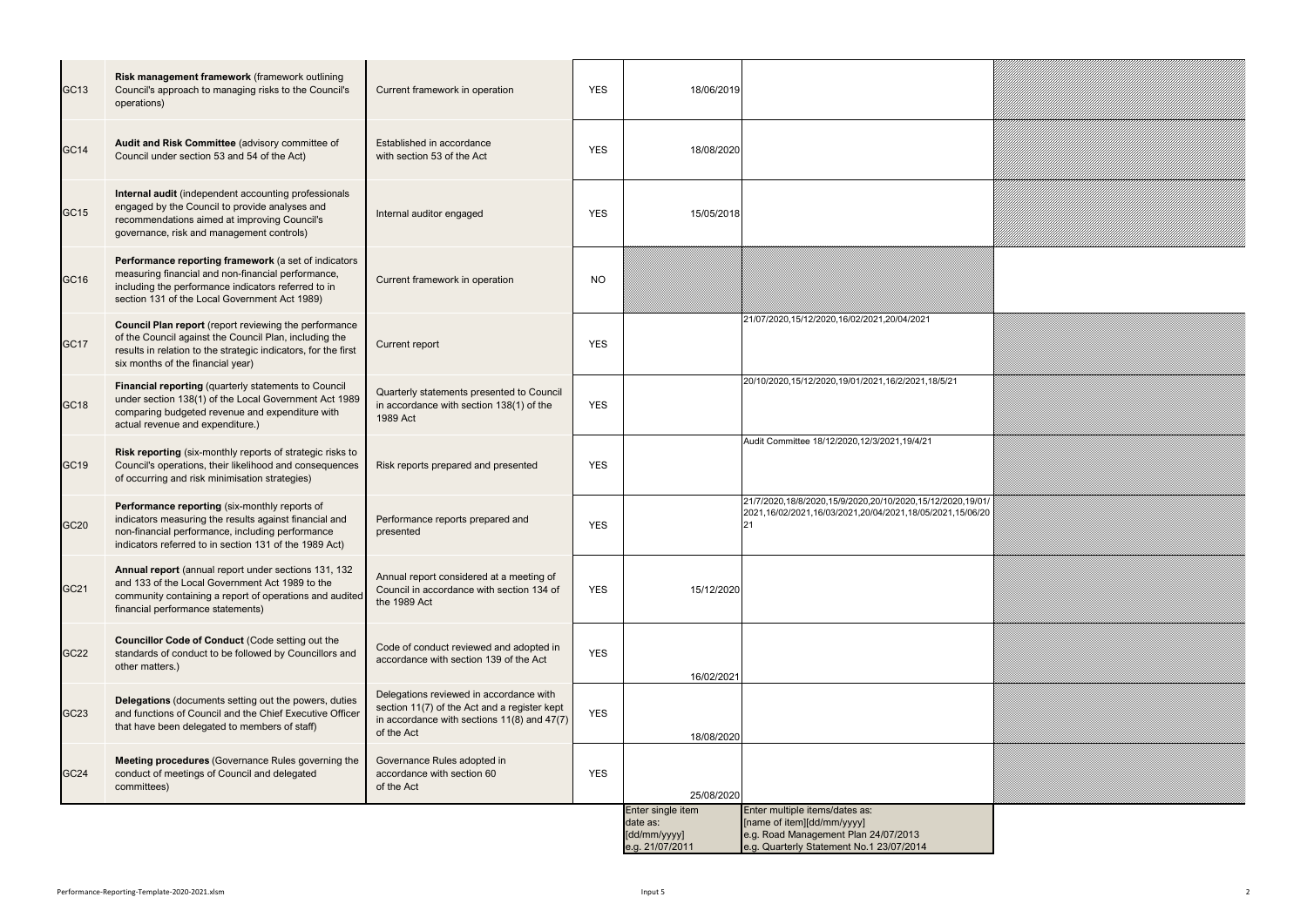| | | | | | | |
|---|---|---|---|---|---|---|
| GC13 | **Risk management framework** (framework outlining Council's approach to managing risks to the Council's operations) | Current framework in operation | YES | 18/06/2019 | | |
| GC14 | **Audit and Risk Committee** (advisory committee of Council under section 53 and 54 of the Act) | Established in accordance with section 53 of the Act | YES | 18/08/2020 | | |
| GC15 | **Internal audit** (independent accounting professionals engaged by the Council to provide analyses and recommendations aimed at improving Council's governance, risk and management controls) | Internal auditor engaged | YES | 15/05/2018 | | |
| GC16 | **Performance reporting framework** (a set of indicators measuring financial and non-financial performance, including the performance indicators referred to in section 131 of the Local Government Act 1989) | Current framework in operation | NO | | | |
| GC17 | **Council Plan report** (report reviewing the performance of the Council against the Council Plan, including the results in relation to the strategic indicators, for the first six months of the financial year) | Current report | YES | | 21/07/2020,15/12/2020,16/02/2021,20/04/2021 | |
| GC18 | **Financial reporting** (quarterly statements to Council under section 138(1) of the Local Government Act 1989 comparing budgeted revenue and expenditure with actual revenue and expenditure.) | Quarterly statements presented to Council in accordance with section 138(1) of the 1989 Act | YES | | 20/10/2020,15/12/2020,19/01/2021,16/2/2021,18/5/21 | |
| GC19 | **Risk reporting** (six-monthly reports of strategic risks to Council's operations, their likelihood and consequences of occurring and risk minimisation strategies) | Risk reports prepared and presented | YES | | Audit Committee 18/12/2020,12/3/2021,19/4/21 | |
| GC20 | **Performance reporting** (six-monthly reports of indicators measuring the results against financial and non-financial performance, including performance indicators referred to in section 131 of the 1989 Act) | Performance reports prepared and presented | YES | | 21/7/2020,18/8/2020,15/9/2020,20/10/2020,15/12/2020,19/01/2021,16/02/2021,16/03/2021,20/04/2021,18/05/2021,15/06/2021 | |
| GC21 | **Annual report** (annual report under sections 131, 132 and 133 of the Local Government Act 1989 to the community containing a report of operations and audited financial performance statements) | Annual report considered at a meeting of Council in accordance with section 134 of the 1989 Act | YES | 15/12/2020 | | |
| GC22 | **Councillor Code of Conduct** (Code setting out the standards of conduct to be followed by Councillors and other matters.) | Code of conduct reviewed and adopted in accordance with section 139 of the Act | YES | 16/02/2021 | | |
| GC23 | **Delegations** (documents setting out the powers, duties and functions of Council and the Chief Executive Officer that have been delegated to members of staff) | Delegations reviewed in accordance with section 11(7) of the Act and a register kept in accordance with sections 11(8) and 47(7) of the Act | YES | 18/08/2020 | | |
| GC24 | **Meeting procedures** (Governance Rules governing the conduct of meetings of Council and delegated committees) | Governance Rules adopted in accordance with section 60 of the Act | YES | 25/08/2020 | | |
| | | | | Enter single item date as: [dd/mm/yyyy] e.g. 21/07/2011 | Enter multiple items/dates as: [name of item][dd/mm/yyyy] e.g. Road Management Plan 24/07/2013 e.g. Quarterly Statement No.1 23/07/2014 | |